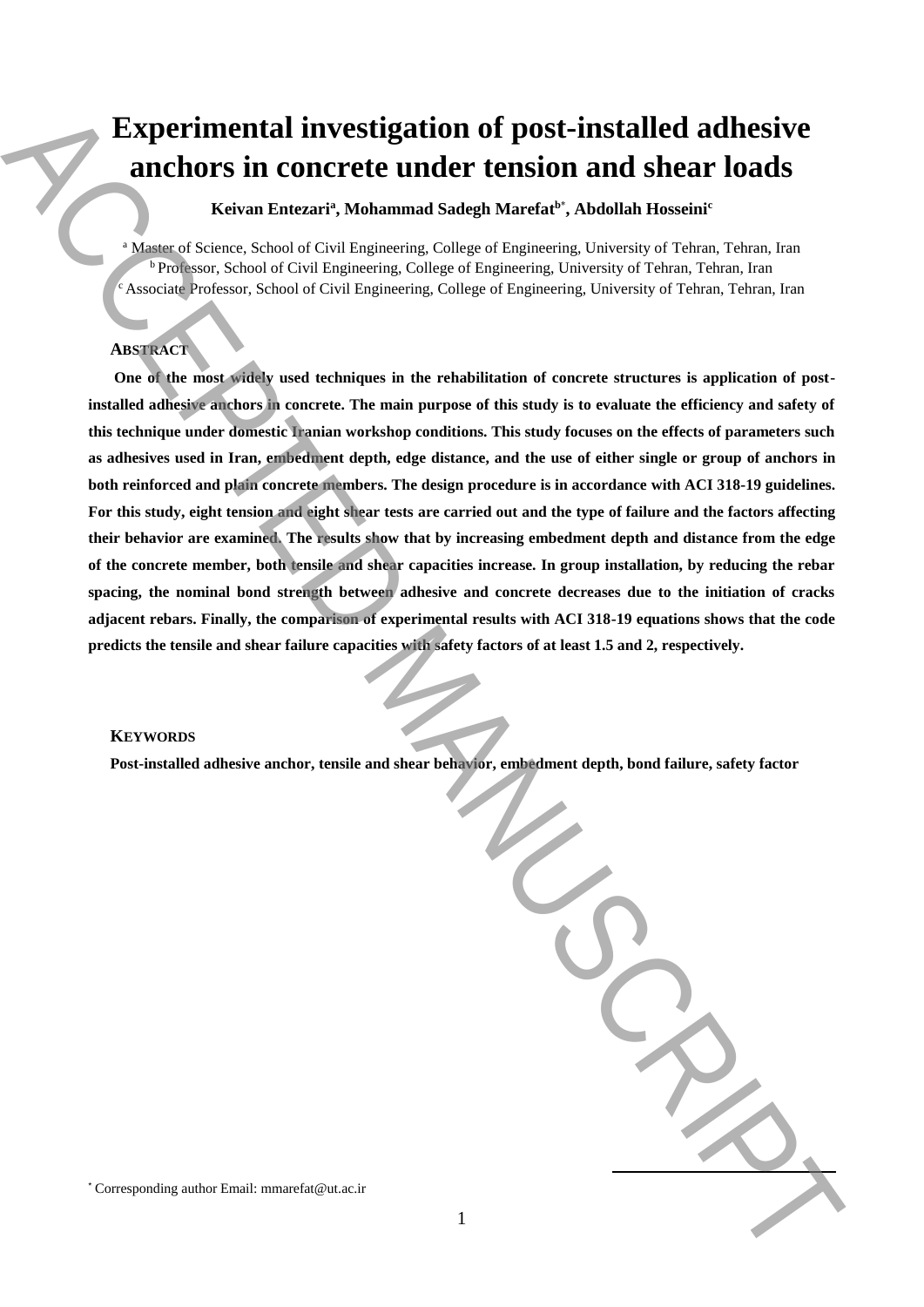# Experimental investigation of post-installed adhesive anchors in concrete under tension and shear loads

**Keivan Entezari[a], Mohammad Sadegh Marefat[b*], Abdollah Hosseini[c]**

[a] Master of Science, School of Civil Engineering, College of Engineering, University of Tehran, Tehran, Iran
[b] Professor, School of Civil Engineering, College of Engineering, University of Tehran, Tehran, Iran
[c] Associate Professor, School of Civil Engineering, College of Engineering, University of Tehran, Tehran, Iran

## ABSTRACT

**One of the most widely used techniques in the rehabilitation of concrete structures is application of post-installed adhesive anchors in concrete. The main purpose of this study is to evaluate the efficiency and safety of this technique under domestic Iranian workshop conditions. This study focuses on the effects of parameters such as adhesives used in Iran, embedment depth, edge distance, and the use of either single or group of anchors in both reinforced and plain concrete members. The design procedure is in accordance with ACI 318-19 guidelines. For this study, eight tension and eight shear tests are carried out and the type of failure and the factors affecting their behavior are examined. The results show that by increasing embedment depth and distance from the edge of the concrete member, both tensile and shear capacities increase. In group installation, by reducing the rebar spacing, the nominal bond strength between adhesive and concrete decreases due to the initiation of cracks adjacent rebars. Finally, the comparison of experimental results with ACI 318-19 equations shows that the code predicts the tensile and shear failure capacities with safety factors of at least 1.5 and 2, respectively.**

## KEYWORDS

**Post-installed adhesive anchor, tensile and shear behavior, embedment depth, bond failure, safety factor**

[*] Corresponding author Email: mmarefat@ut.ac.ir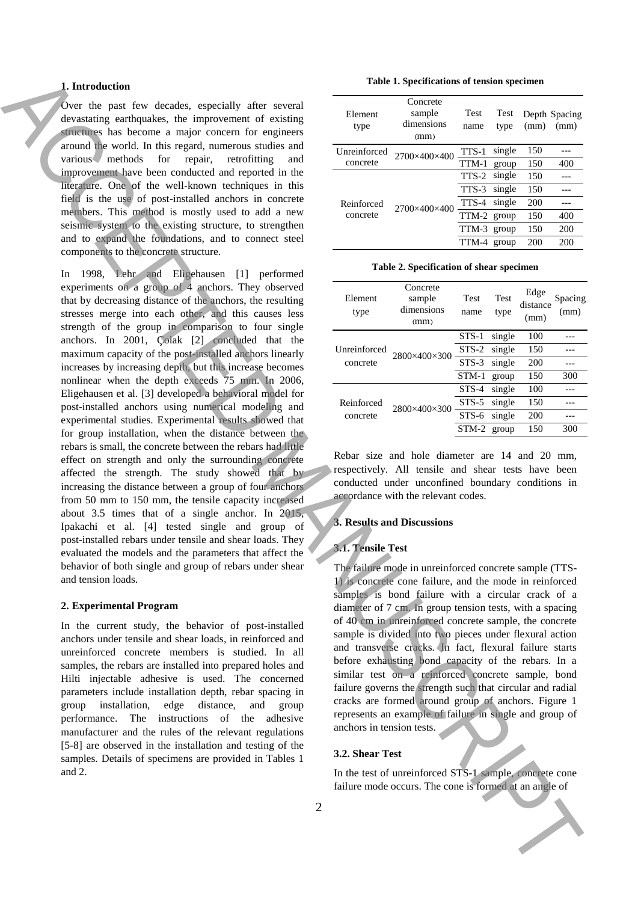## 1. Introduction

Over the past few decades, especially after several devastating earthquakes, the improvement of existing structures has become a major concern for engineers around the world. In this regard, numerous studies and various methods for repair, retrofitting and improvement have been conducted and reported in the literature. One of the well-known techniques in this field is the use of post-installed anchors in concrete members. This method is mostly used to add a new seismic system to the existing structure, to strengthen and to expand the foundations, and to connect steel components to the concrete structure.

In 1998, Lehr and Eligehausen [1] performed experiments on a group of 4 anchors. They observed that by decreasing distance of the anchors, the resulting stresses merge into each other, and this causes less strength of the group in comparison to four single anchors. In 2001, Çolak [2] concluded that the maximum capacity of the post-installed anchors linearly increases by increasing depth, but this increase becomes nonlinear when the depth exceeds 75 mm. In 2006, Eligehausen et al. [3] developed a behavioral model for post-installed anchors using numerical modeling and experimental studies. Experimental results showed that for group installation, when the distance between the rebars is small, the concrete between the rebars had little effect on strength and only the surrounding concrete affected the strength. The study showed that by increasing the distance between a group of four anchors from 50 mm to 150 mm, the tensile capacity increased about 3.5 times that of a single anchor. In 2015, Ipakachi et al. [4] tested single and group of post-installed rebars under tensile and shear loads. They evaluated the models and the parameters that affect the behavior of both single and group of rebars under shear and tension loads.

## 2. Experimental Program

In the current study, the behavior of post-installed anchors under tensile and shear loads, in reinforced and unreinforced concrete members is studied. In all samples, the rebars are installed into prepared holes and Hilti injectable adhesive is used. The concerned parameters include installation depth, rebar spacing in group installation, edge distance, and group performance. The instructions of the adhesive manufacturer and the rules of the relevant regulations [5-8] are observed in the installation and testing of the samples. Details of specimens are provided in Tables 1 and 2.

**Table 1. Specifications of tension specimen**

| Element type | Concrete sample dimensions (mm) | Test name | Test type | Depth (mm) | Spacing (mm) |
|---|---|---|---|---|---|
| Unreinforced concrete | 2700×400×400 | TTS-1 | single | 150 | --- |
| | | TTM-1 | group | 150 | 400 |
| Reinforced concrete | 2700×400×400 | TTS-2 | single | 150 | --- |
| | | TTS-3 | single | 150 | --- |
| | | TTS-4 | single | 200 | --- |
| | | TTM-2 | group | 150 | 400 |
| | | TTM-3 | group | 150 | 200 |
| | | TTM-4 | group | 200 | 200 |

**Table 2. Specification of shear specimen**

| Element type | Concrete sample dimensions (mm) | Test name | Test type | Edge distance (mm) | Spacing (mm) |
|---|---|---|---|---|---|
| Unreinforced concrete | 2800×400×300 | STS-1 | single | 100 | --- |
| | | STS-2 | single | 150 | --- |
| | | STS-3 | single | 200 | --- |
| | | STM-1 | group | 150 | 300 |
| Reinforced concrete | 2800×400×300 | STS-4 | single | 100 | --- |
| | | STS-5 | single | 150 | --- |
| | | STS-6 | single | 200 | --- |
| | | STM-2 | group | 150 | 300 |

Rebar size and hole diameter are 14 and 20 mm, respectively. All tensile and shear tests have been conducted under unconfined boundary conditions in accordance with the relevant codes.

## 3. Results and Discussions

### 3.1. Tensile Test

The failure mode in unreinforced concrete sample (TTS-1) is concrete cone failure, and the mode in reinforced samples is bond failure with a circular crack of a diameter of 7 cm. In group tension tests, with a spacing of 40 cm in unreinforced concrete sample, the concrete sample is divided into two pieces under flexural action and transverse cracks. In fact, flexural failure starts before exhausting bond capacity of the rebars. In a similar test on a reinforced concrete sample, bond failure governs the strength such that circular and radial cracks are formed around group of anchors. Figure 1 represents an example of failure in single and group of anchors in tension tests.

### 3.2. Shear Test

In the test of unreinforced STS-1 sample, concrete cone failure mode occurs. The cone is formed at an angle of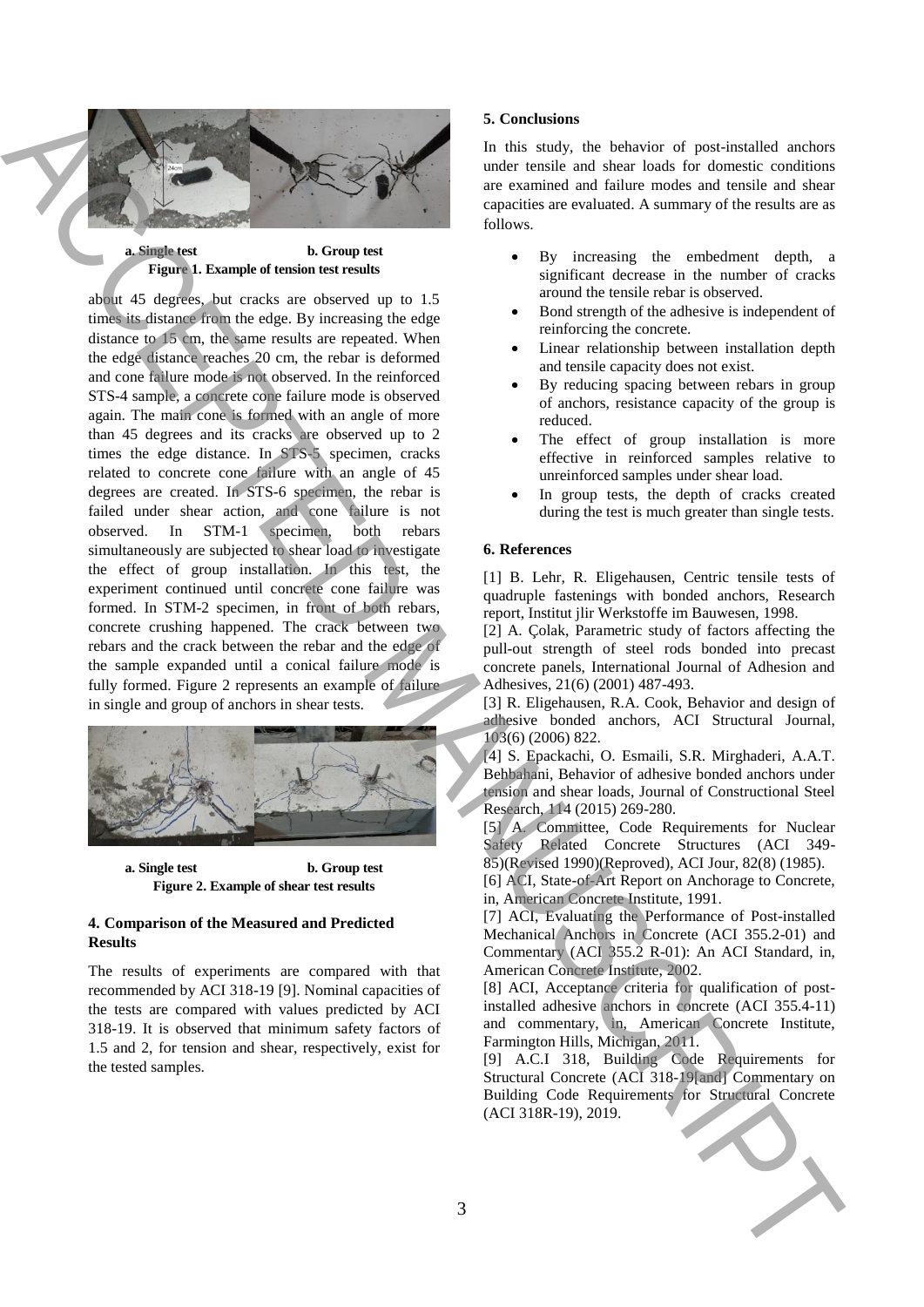a. Single test b. Group test

**Figure 1. Example of tension test results**

about 45 degrees, but cracks are observed up to 1.5 times its distance from the edge. By increasing the edge distance to 15 cm, the same results are repeated. When the edge distance reaches 20 cm, the rebar is deformed and cone failure mode is not observed. In the reinforced STS-4 sample, a concrete cone failure mode is observed again. The main cone is formed with an angle of more than 45 degrees and its cracks are observed up to 2 times the edge distance. In STS-5 specimen, cracks related to concrete cone failure with an angle of 45 degrees are created. In STS-6 specimen, the rebar is failed under shear action, and cone failure is not observed. In STM-1 specimen, both rebars simultaneously are subjected to shear load to investigate the effect of group installation. In this test, the experiment continued until concrete cone failure was formed. In STM-2 specimen, in front of both rebars, concrete crushing happened. The crack between two rebars and the crack between the rebar and the edge of the sample expanded until a conical failure mode is fully formed. Figure 2 represents an example of failure in single and group of anchors in shear tests.

a. Single test b. Group test

**Figure 2. Example of shear test results**

## 4. Comparison of the Measured and Predicted Results

The results of experiments are compared with that recommended by ACI 318-19 [9]. Nominal capacities of the tests are compared with values predicted by ACI 318-19. It is observed that minimum safety factors of 1.5 and 2, for tension and shear, respectively, exist for the tested samples.

## 5. Conclusions

In this study, the behavior of post-installed anchors under tensile and shear loads for domestic conditions are examined and failure modes and tensile and shear capacities are evaluated. A summary of the results are as follows.

- By increasing the embedment depth, a significant decrease in the number of cracks around the tensile rebar is observed.
- Bond strength of the adhesive is independent of reinforcing the concrete.
- Linear relationship between installation depth and tensile capacity does not exist.
- By reducing spacing between rebars in group of anchors, resistance capacity of the group is reduced.
- The effect of group installation is more effective in reinforced samples relative to unreinforced samples under shear load.
- In group tests, the depth of cracks created during the test is much greater than single tests.

## 6. References

[1] B. Lehr, R. Eligehausen, Centric tensile tests of quadruple fastenings with bonded anchors, Research report, Institut jlir Werkstoffe im Bauwesen, 1998.

[2] A. Çolak, Parametric study of factors affecting the pull-out strength of steel rods bonded into precast concrete panels, International Journal of Adhesion and Adhesives, 21(6) (2001) 487-493.

[3] R. Eligehausen, R.A. Cook, Behavior and design of adhesive bonded anchors, ACI Structural Journal, 103(6) (2006) 822.

[4] S. Epackachi, O. Esmaili, S.R. Mirghaderi, A.A.T. Behbahani, Behavior of adhesive bonded anchors under tension and shear loads, Journal of Constructional Steel Research, 114 (2015) 269-280.

[5] A. Committee, Code Requirements for Nuclear Safety Related Concrete Structures (ACI 349-85)(Revised 1990)(Reproved), ACI Jour, 82(8) (1985).

[6] ACI, State-of-Art Report on Anchorage to Concrete, in, American Concrete Institute, 1991.

[7] ACI, Evaluating the Performance of Post-installed Mechanical Anchors in Concrete (ACI 355.2-01) and Commentary (ACI 355.2 R-01): An ACI Standard, in, American Concrete Institute, 2002.

[8] ACI, Acceptance criteria for qualification of post-installed adhesive anchors in concrete (ACI 355.4-11) and commentary, in, American Concrete Institute, Farmington Hills, Michigan, 2011.

[9] A.C.I 318, Building Code Requirements for Structural Concrete (ACI 318-19[and] Commentary on Building Code Requirements for Structural Concrete (ACI 318R-19), 2019.